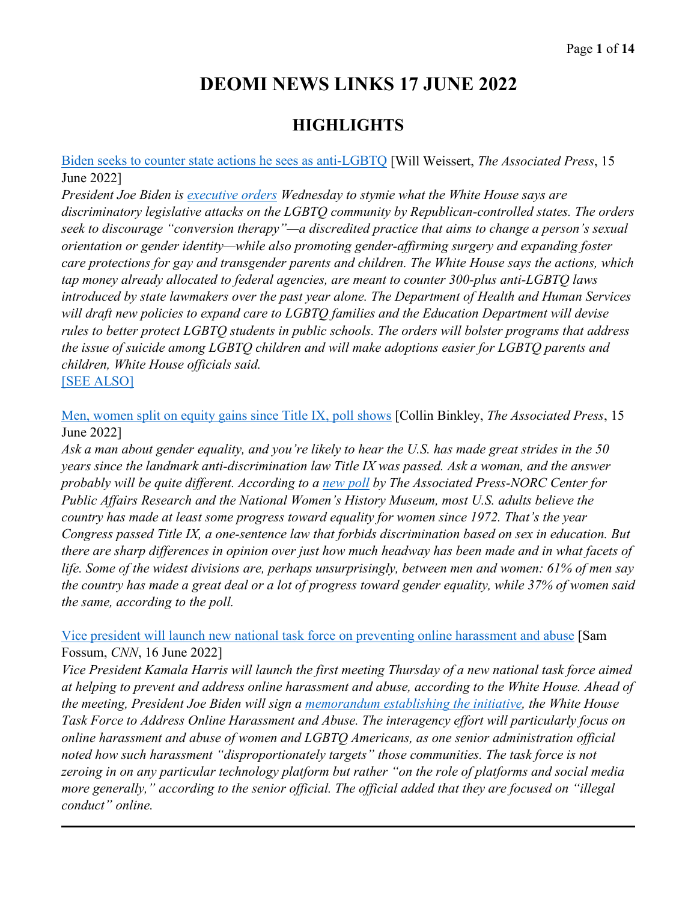# DEOMI NEWS LINKS 17 JUNE 2022

## HIGHLIGHTS

[Biden seeks to counter state actions he sees as anti-LGBTQ] [Will Weissert, *The Associated Press*, 15 June 2022]

*President Joe Biden is executive orders Wednesday to stymie what the White House says are discriminatory legislative attacks on the LGBTQ community by Republican-controlled states. The orders seek to discourage "conversion therapy"—a discredited practice that aims to change a person's sexual orientation or gender identity—while also promoting gender-affirming surgery and expanding foster care protections for gay and transgender parents and children. The White House says the actions, which tap money already allocated to federal agencies, are meant to counter 300-plus anti-LGBTQ laws introduced by state lawmakers over the past year alone. The Department of Health and Human Services will draft new policies to expand care to LGBTQ families and the Education Department will devise rules to better protect LGBTQ students in public schools. The orders will bolster programs that address the issue of suicide among LGBTQ children and will make adoptions easier for LGBTQ parents and children, White House officials said.*

[SEE ALSO]

[Men, women split on equity gains since Title IX, poll shows] [Collin Binkley, *The Associated Press*, 15 June 2022]

*Ask a man about gender equality, and you're likely to hear the U.S. has made great strides in the 50 years since the landmark anti-discrimination law Title IX was passed. Ask a woman, and the answer probably will be quite different. According to a new poll by The Associated Press-NORC Center for Public Affairs Research and the National Women's History Museum, most U.S. adults believe the country has made at least some progress toward equality for women since 1972. That's the year Congress passed Title IX, a one-sentence law that forbids discrimination based on sex in education. But there are sharp differences in opinion over just how much headway has been made and in what facets of life. Some of the widest divisions are, perhaps unsurprisingly, between men and women: 61% of men say the country has made a great deal or a lot of progress toward gender equality, while 37% of women said the same, according to the poll.*

[Vice president will launch new national task force on preventing online harassment and abuse] [Sam Fossum, *CNN*, 16 June 2022]

*Vice President Kamala Harris will launch the first meeting Thursday of a new national task force aimed at helping to prevent and address online harassment and abuse, according to the White House. Ahead of the meeting, President Joe Biden will sign a memorandum establishing the initiative, the White House Task Force to Address Online Harassment and Abuse. The interagency effort will particularly focus on online harassment and abuse of women and LGBTQ Americans, as one senior administration official noted how such harassment "disproportionately targets" those communities. The task force is not zeroing in on any particular technology platform but rather "on the role of platforms and social media more generally," according to the senior official. The official added that they are focused on "illegal conduct" online.*

---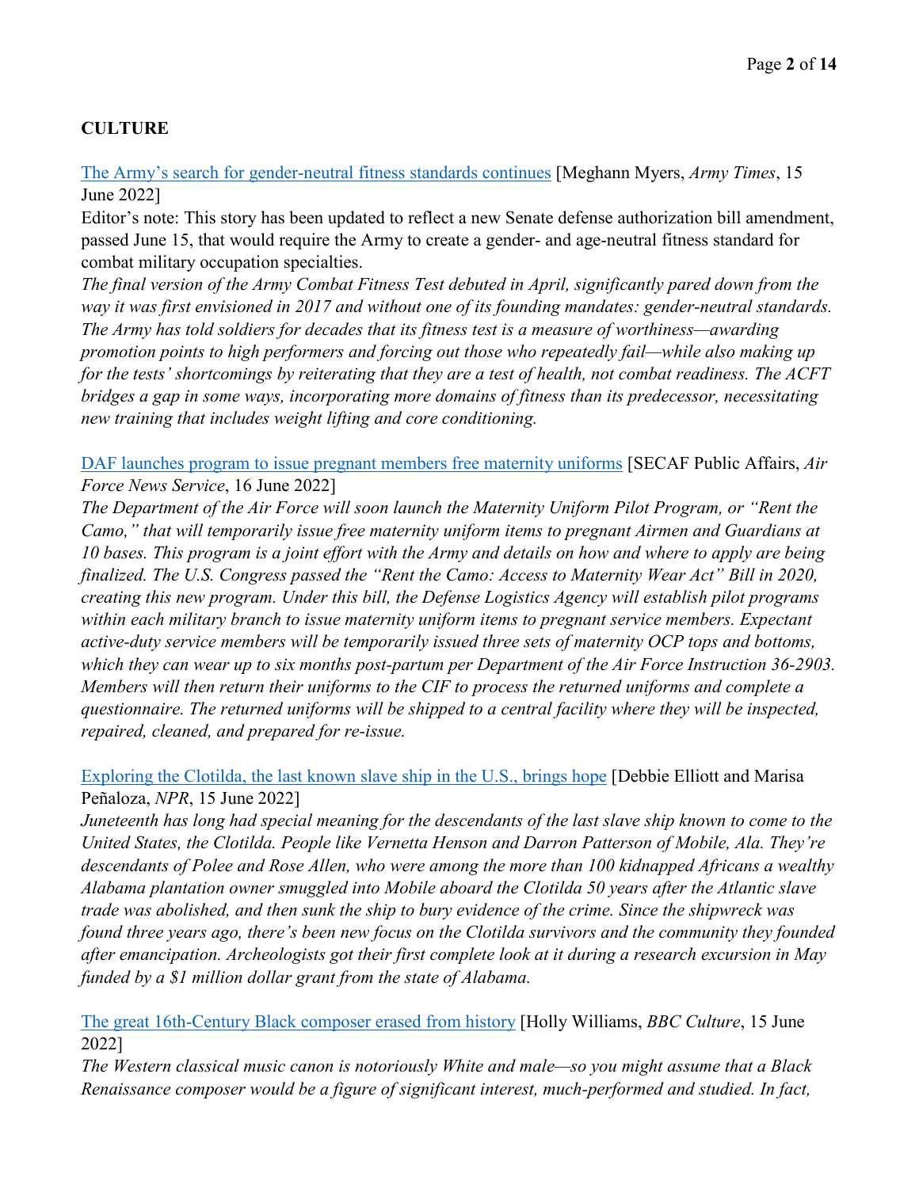**CULTURE**

[The Army's search for gender-neutral fitness standards continues] [Meghann Myers, *Army Times*, 15 June 2022]

Editor's note: This story has been updated to reflect a new Senate defense authorization bill amendment, passed June 15, that would require the Army to create a gender- and age-neutral fitness standard for combat military occupation specialties.

*The final version of the Army Combat Fitness Test debuted in April, significantly pared down from the way it was first envisioned in 2017 and without one of its founding mandates: gender-neutral standards. The Army has told soldiers for decades that its fitness test is a measure of worthiness—awarding promotion points to high performers and forcing out those who repeatedly fail—while also making up for the tests' shortcomings by reiterating that they are a test of health, not combat readiness. The ACFT bridges a gap in some ways, incorporating more domains of fitness than its predecessor, necessitating new training that includes weight lifting and core conditioning.*

[DAF launches program to issue pregnant members free maternity uniforms] [SECAF Public Affairs, *Air Force News Service*, 16 June 2022]

*The Department of the Air Force will soon launch the Maternity Uniform Pilot Program, or "Rent the Camo," that will temporarily issue free maternity uniform items to pregnant Airmen and Guardians at 10 bases. This program is a joint effort with the Army and details on how and where to apply are being finalized. The U.S. Congress passed the "Rent the Camo: Access to Maternity Wear Act" Bill in 2020, creating this new program. Under this bill, the Defense Logistics Agency will establish pilot programs within each military branch to issue maternity uniform items to pregnant service members. Expectant active-duty service members will be temporarily issued three sets of maternity OCP tops and bottoms, which they can wear up to six months post-partum per Department of the Air Force Instruction 36-2903. Members will then return their uniforms to the CIF to process the returned uniforms and complete a questionnaire. The returned uniforms will be shipped to a central facility where they will be inspected, repaired, cleaned, and prepared for re-issue.*

[Exploring the Clotilda, the last known slave ship in the U.S., brings hope] [Debbie Elliott and Marisa Peñaloza, *NPR*, 15 June 2022]

*Juneteenth has long had special meaning for the descendants of the last slave ship known to come to the United States, the Clotilda. People like Vernetta Henson and Darron Patterson of Mobile, Ala. They're descendants of Polee and Rose Allen, who were among the more than 100 kidnapped Africans a wealthy Alabama plantation owner smuggled into Mobile aboard the Clotilda 50 years after the Atlantic slave trade was abolished, and then sunk the ship to bury evidence of the crime. Since the shipwreck was found three years ago, there's been new focus on the Clotilda survivors and the community they founded after emancipation. Archeologists got their first complete look at it during a research excursion in May funded by a $1 million dollar grant from the state of Alabama.*

[The great 16th-Century Black composer erased from history] [Holly Williams, *BBC Culture*, 15 June 2022]

*The Western classical music canon is notoriously White and male—so you might assume that a Black Renaissance composer would be a figure of significant interest, much-performed and studied. In fact,*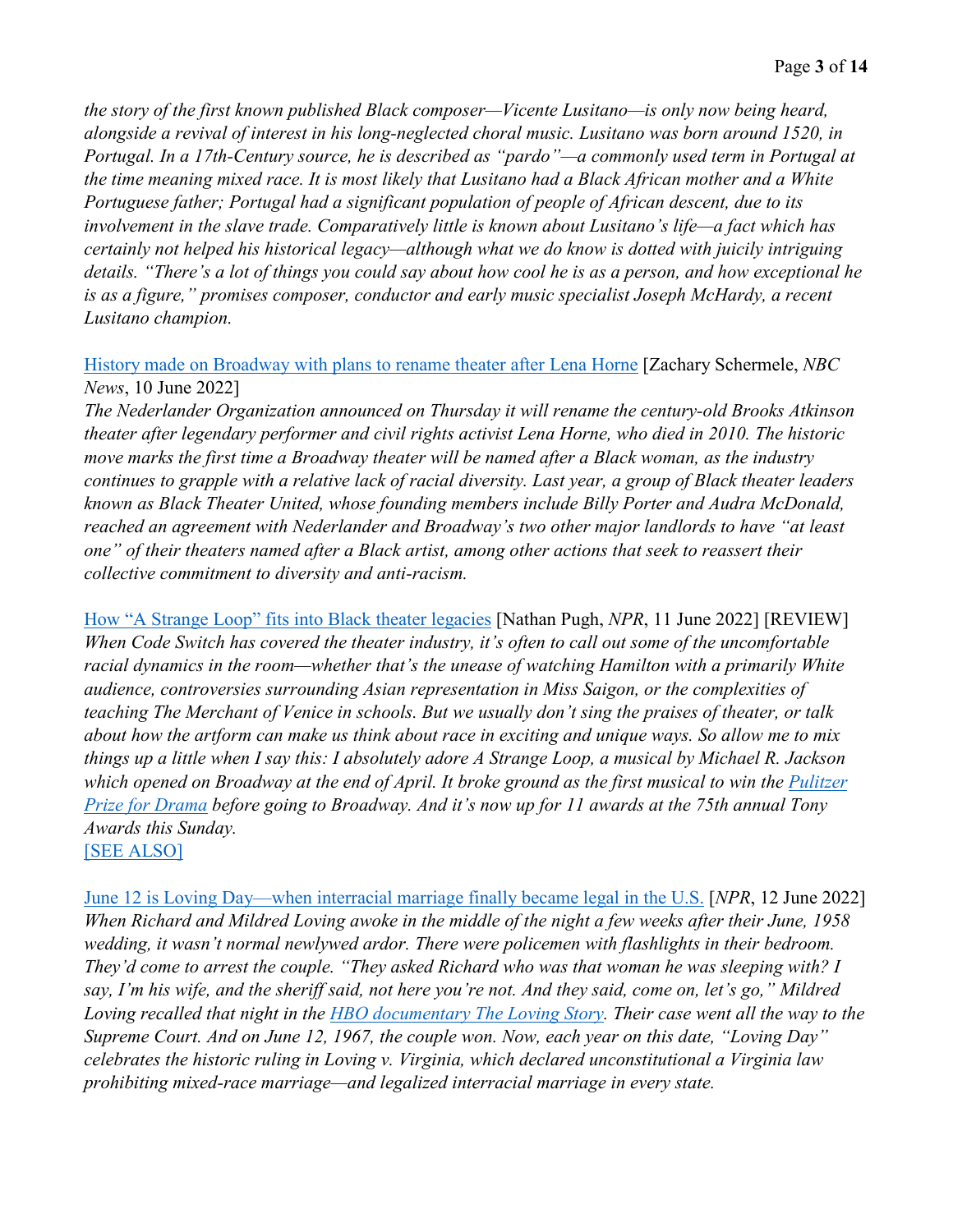*the story of the first known published Black composer—Vicente Lusitano—is only now being heard, alongside a revival of interest in his long-neglected choral music. Lusitano was born around 1520, in Portugal. In a 17th-Century source, he is described as "pardo"—a commonly used term in Portugal at the time meaning mixed race. It is most likely that Lusitano had a Black African mother and a White Portuguese father; Portugal had a significant population of people of African descent, due to its involvement in the slave trade. Comparatively little is known about Lusitano's life—a fact which has certainly not helped his historical legacy—although what we do know is dotted with juicily intriguing details. "There's a lot of things you could say about how cool he is as a person, and how exceptional he is as a figure," promises composer, conductor and early music specialist Joseph McHardy, a recent Lusitano champion.*

History made on Broadway with plans to rename theater after Lena Horne [Zachary Schermele, *NBC News*, 10 June 2022]
*The Nederlander Organization announced on Thursday it will rename the century-old Brooks Atkinson theater after legendary performer and civil rights activist Lena Horne, who died in 2010. The historic move marks the first time a Broadway theater will be named after a Black woman, as the industry continues to grapple with a relative lack of racial diversity. Last year, a group of Black theater leaders known as Black Theater United, whose founding members include Billy Porter and Audra McDonald, reached an agreement with Nederlander and Broadway's two other major landlords to have "at least one" of their theaters named after a Black artist, among other actions that seek to reassert their collective commitment to diversity and anti-racism.*

How "A Strange Loop" fits into Black theater legacies [Nathan Pugh, *NPR*, 11 June 2022] [REVIEW]
*When Code Switch has covered the theater industry, it's often to call out some of the uncomfortable racial dynamics in the room—whether that's the unease of watching Hamilton with a primarily White audience, controversies surrounding Asian representation in Miss Saigon, or the complexities of teaching The Merchant of Venice in schools. But we usually don't sing the praises of theater, or talk about how the artform can make us think about race in exciting and unique ways. So allow me to mix things up a little when I say this: I absolutely adore A Strange Loop, a musical by Michael R. Jackson which opened on Broadway at the end of April. It broke ground as the first musical to win the Pulitzer Prize for Drama before going to Broadway. And it's now up for 11 awards at the 75th annual Tony Awards this Sunday.*
[SEE ALSO]

June 12 is Loving Day—when interracial marriage finally became legal in the U.S. [*NPR*, 12 June 2022]
*When Richard and Mildred Loving awoke in the middle of the night a few weeks after their June, 1958 wedding, it wasn't normal newlywed ardor. There were policemen with flashlights in their bedroom. They'd come to arrest the couple. "They asked Richard who was that woman he was sleeping with? I say, I'm his wife, and the sheriff said, not here you're not. And they said, come on, let's go," Mildred Loving recalled that night in the HBO documentary The Loving Story. Their case went all the way to the Supreme Court. And on June 12, 1967, the couple won. Now, each year on this date, "Loving Day" celebrates the historic ruling in Loving v. Virginia, which declared unconstitutional a Virginia law prohibiting mixed-race marriage—and legalized interracial marriage in every state.*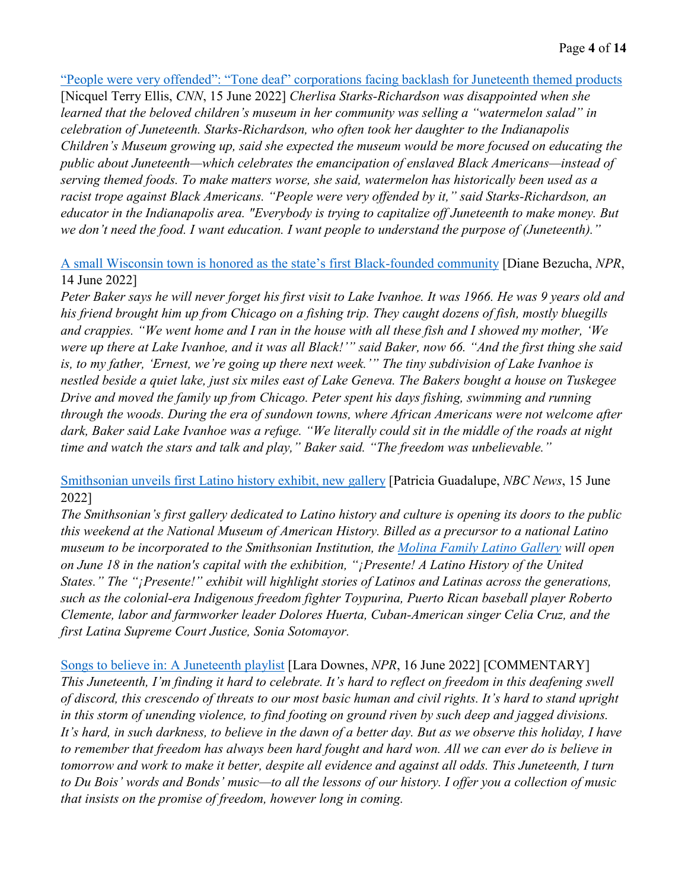[“People were very offended”: “Tone deaf” corporations facing backlash for Juneteenth themed products] [Nicquel Terry Ellis, *CNN*, 15 June 2022] *Cherlisa Starks-Richardson was disappointed when she learned that the beloved children’s museum in her community was selling a “watermelon salad” in celebration of Juneteenth. Starks-Richardson, who often took her daughter to the Indianapolis Children’s Museum growing up, said she expected the museum would be more focused on educating the public about Juneteenth—which celebrates the emancipation of enslaved Black Americans—instead of serving themed foods. To make matters worse, she said, watermelon has historically been used as a racist trope against Black Americans. “People were very offended by it,” said Starks-Richardson, an educator in the Indianapolis area. "Everybody is trying to capitalize off Juneteenth to make money. But we don’t need the food. I want education. I want people to understand the purpose of (Juneteenth).”*

[A small Wisconsin town is honored as the state’s first Black-founded community] [Diane Bezucha, *NPR*, 14 June 2022]
*Peter Baker says he will never forget his first visit to Lake Ivanhoe. It was 1966. He was 9 years old and his friend brought him up from Chicago on a fishing trip. They caught dozens of fish, mostly bluegills and crappies. “We went home and I ran in the house with all these fish and I showed my mother, ‘We were up there at Lake Ivanhoe, and it was all Black!’” said Baker, now 66. “And the first thing she said is, to my father, ‘Ernest, we’re going up there next week.’” The tiny subdivision of Lake Ivanhoe is nestled beside a quiet lake, just six miles east of Lake Geneva. The Bakers bought a house on Tuskegee Drive and moved the family up from Chicago. Peter spent his days fishing, swimming and running through the woods. During the era of sundown towns, where African Americans were not welcome after dark, Baker said Lake Ivanhoe was a refuge. “We literally could sit in the middle of the roads at night time and watch the stars and talk and play,” Baker said. “The freedom was unbelievable.”*

[Smithsonian unveils first Latino history exhibit, new gallery] [Patricia Guadalupe, *NBC News*, 15 June 2022]
*The Smithsonian’s first gallery dedicated to Latino history and culture is opening its doors to the public this weekend at the National Museum of American History. Billed as a precursor to a national Latino museum to be incorporated to the Smithsonian Institution, the Molina Family Latino Gallery will open on June 18 in the nation's capital with the exhibition, “¡Presente! A Latino History of the United States.” The “¡Presente!” exhibit will highlight stories of Latinos and Latinas across the generations, such as the colonial-era Indigenous freedom fighter Toypurina, Puerto Rican baseball player Roberto Clemente, labor and farmworker leader Dolores Huerta, Cuban-American singer Celia Cruz, and the first Latina Supreme Court Justice, Sonia Sotomayor.*

[Songs to believe in: A Juneteenth playlist] [Lara Downes, *NPR*, 16 June 2022] [COMMENTARY]
*This Juneteenth, I’m finding it hard to celebrate. It’s hard to reflect on freedom in this deafening swell of discord, this crescendo of threats to our most basic human and civil rights. It’s hard to stand upright in this storm of unending violence, to find footing on ground riven by such deep and jagged divisions. It’s hard, in such darkness, to believe in the dawn of a better day. But as we observe this holiday, I have to remember that freedom has always been hard fought and hard won. All we can ever do is believe in tomorrow and work to make it better, despite all evidence and against all odds. This Juneteenth, I turn to Du Bois’ words and Bonds’ music—to all the lessons of our history. I offer you a collection of music that insists on the promise of freedom, however long in coming.*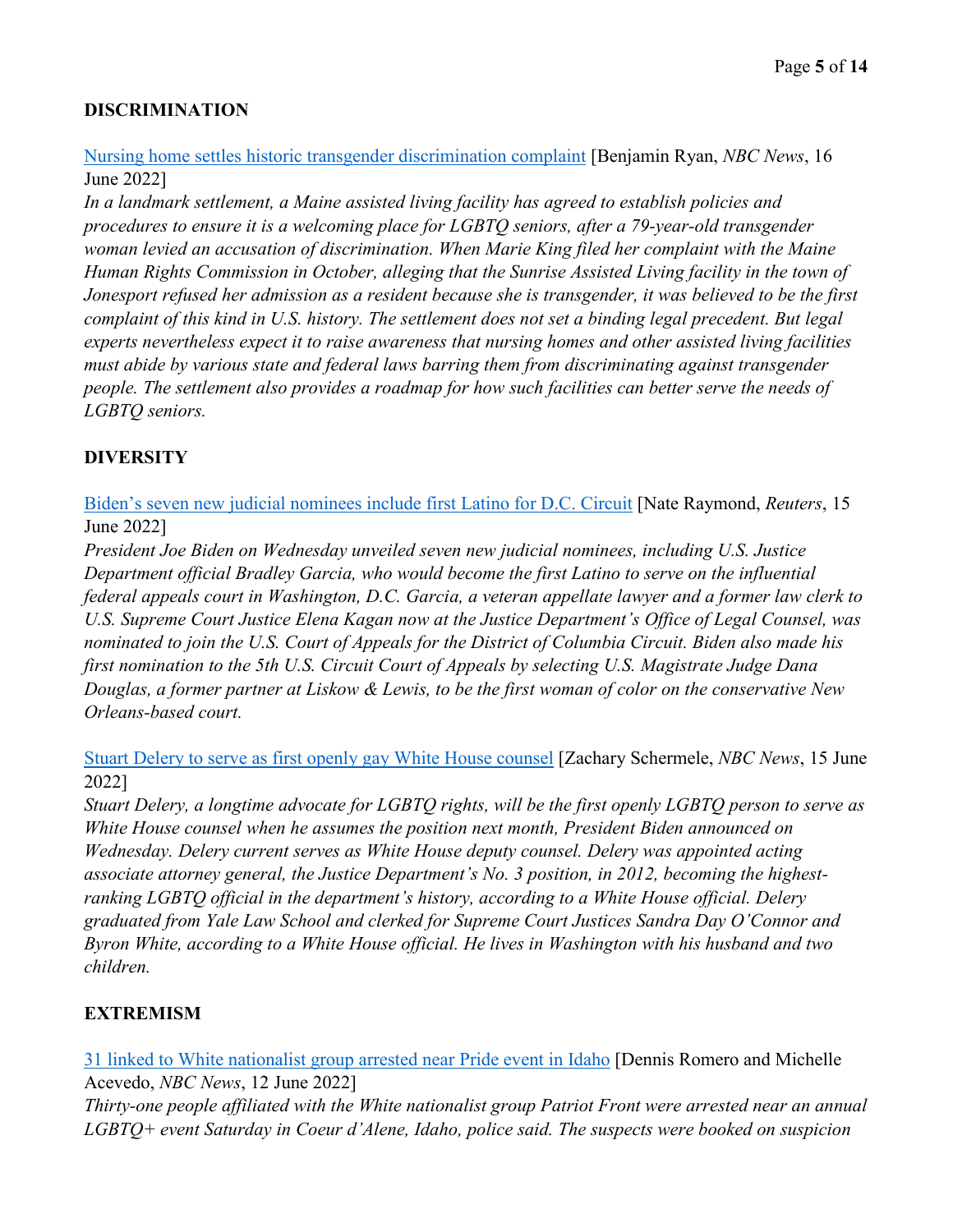**DISCRIMINATION**

[Nursing home settles historic transgender discrimination complaint] [Benjamin Ryan, *NBC News*, 16 June 2022]
*In a landmark settlement, a Maine assisted living facility has agreed to establish policies and procedures to ensure it is a welcoming place for LGBTQ seniors, after a 79-year-old transgender woman levied an accusation of discrimination. When Marie King filed her complaint with the Maine Human Rights Commission in October, alleging that the Sunrise Assisted Living facility in the town of Jonesport refused her admission as a resident because she is transgender, it was believed to be the first complaint of this kind in U.S. history. The settlement does not set a binding legal precedent. But legal experts nevertheless expect it to raise awareness that nursing homes and other assisted living facilities must abide by various state and federal laws barring them from discriminating against transgender people. The settlement also provides a roadmap for how such facilities can better serve the needs of LGBTQ seniors.*

**DIVERSITY**

[Biden's seven new judicial nominees include first Latino for D.C. Circuit] [Nate Raymond, *Reuters*, 15 June 2022]
*President Joe Biden on Wednesday unveiled seven new judicial nominees, including U.S. Justice Department official Bradley Garcia, who would become the first Latino to serve on the influential federal appeals court in Washington, D.C. Garcia, a veteran appellate lawyer and a former law clerk to U.S. Supreme Court Justice Elena Kagan now at the Justice Department's Office of Legal Counsel, was nominated to join the U.S. Court of Appeals for the District of Columbia Circuit. Biden also made his first nomination to the 5th U.S. Circuit Court of Appeals by selecting U.S. Magistrate Judge Dana Douglas, a former partner at Liskow & Lewis, to be the first woman of color on the conservative New Orleans-based court.*

[Stuart Delery to serve as first openly gay White House counsel] [Zachary Schermele, *NBC News*, 15 June 2022]
*Stuart Delery, a longtime advocate for LGBTQ rights, will be the first openly LGBTQ person to serve as White House counsel when he assumes the position next month, President Biden announced on Wednesday. Delery current serves as White House deputy counsel. Delery was appointed acting associate attorney general, the Justice Department's No. 3 position, in 2012, becoming the highest-ranking LGBTQ official in the department's history, according to a White House official. Delery graduated from Yale Law School and clerked for Supreme Court Justices Sandra Day O'Connor and Byron White, according to a White House official. He lives in Washington with his husband and two children.*

**EXTREMISM**

[31 linked to White nationalist group arrested near Pride event in Idaho] [Dennis Romero and Michelle Acevedo, *NBC News*, 12 June 2022]
*Thirty-one people affiliated with the White nationalist group Patriot Front were arrested near an annual LGBTQ+ event Saturday in Coeur d'Alene, Idaho, police said. The suspects were booked on suspicion*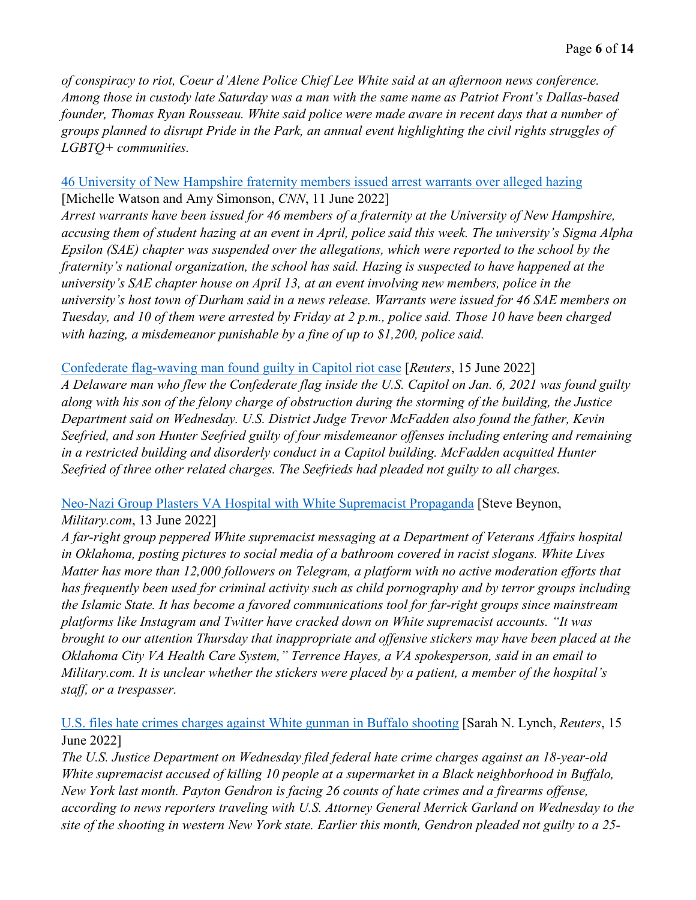*of conspiracy to riot, Coeur d'Alene Police Chief Lee White said at an afternoon news conference. Among those in custody late Saturday was a man with the same name as Patriot Front's Dallas-based founder, Thomas Ryan Rousseau. White said police were made aware in recent days that a number of groups planned to disrupt Pride in the Park, an annual event highlighting the civil rights struggles of LGBTQ+ communities.*

46 University of New Hampshire fraternity members issued arrest warrants over alleged hazing [Michelle Watson and Amy Simonson, *CNN*, 11 June 2022]
*Arrest warrants have been issued for 46 members of a fraternity at the University of New Hampshire, accusing them of student hazing at an event in April, police said this week. The university's Sigma Alpha Epsilon (SAE) chapter was suspended over the allegations, which were reported to the school by the fraternity's national organization, the school has said. Hazing is suspected to have happened at the university's SAE chapter house on April 13, at an event involving new members, police in the university's host town of Durham said in a news release. Warrants were issued for 46 SAE members on Tuesday, and 10 of them were arrested by Friday at 2 p.m., police said. Those 10 have been charged with hazing, a misdemeanor punishable by a fine of up to $1,200, police said.*

Confederate flag-waving man found guilty in Capitol riot case [*Reuters*, 15 June 2022]
*A Delaware man who flew the Confederate flag inside the U.S. Capitol on Jan. 6, 2021 was found guilty along with his son of the felony charge of obstruction during the storming of the building, the Justice Department said on Wednesday. U.S. District Judge Trevor McFadden also found the father, Kevin Seefried, and son Hunter Seefried guilty of four misdemeanor offenses including entering and remaining in a restricted building and disorderly conduct in a Capitol building. McFadden acquitted Hunter Seefried of three other related charges. The Seefrieds had pleaded not guilty to all charges.*

Neo-Nazi Group Plasters VA Hospital with White Supremacist Propaganda [Steve Beynon, *Military.com*, 13 June 2022]
*A far-right group peppered White supremacist messaging at a Department of Veterans Affairs hospital in Oklahoma, posting pictures to social media of a bathroom covered in racist slogans. White Lives Matter has more than 12,000 followers on Telegram, a platform with no active moderation efforts that has frequently been used for criminal activity such as child pornography and by terror groups including the Islamic State. It has become a favored communications tool for far-right groups since mainstream platforms like Instagram and Twitter have cracked down on White supremacist accounts. "It was brought to our attention Thursday that inappropriate and offensive stickers may have been placed at the Oklahoma City VA Health Care System," Terrence Hayes, a VA spokesperson, said in an email to Military.com. It is unclear whether the stickers were placed by a patient, a member of the hospital's staff, or a trespasser.*

U.S. files hate crimes charges against White gunman in Buffalo shooting [Sarah N. Lynch, *Reuters*, 15 June 2022]
*The U.S. Justice Department on Wednesday filed federal hate crime charges against an 18-year-old White supremacist accused of killing 10 people at a supermarket in a Black neighborhood in Buffalo, New York last month. Payton Gendron is facing 26 counts of hate crimes and a firearms offense, according to news reporters traveling with U.S. Attorney General Merrick Garland on Wednesday to the site of the shooting in western New York state. Earlier this month, Gendron pleaded not guilty to a 25-*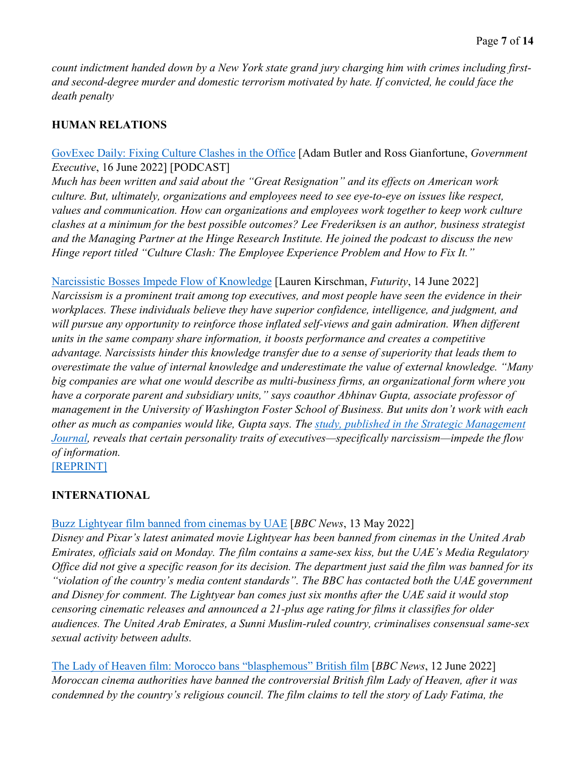*count indictment handed down by a New York state grand jury charging him with crimes including first- and second-degree murder and domestic terrorism motivated by hate. If convicted, he could face the death penalty*

## HUMAN RELATIONS

GovExec Daily: Fixing Culture Clashes in the Office [Adam Butler and Ross Gianfortune, *Government Executive*, 16 June 2022] [PODCAST]
*Much has been written and said about the "Great Resignation" and its effects on American work culture. But, ultimately, organizations and employees need to see eye-to-eye on issues like respect, values and communication. How can organizations and employees work together to keep work culture clashes at a minimum for the best possible outcomes? Lee Frederiksen is an author, business strategist and the Managing Partner at the Hinge Research Institute. He joined the podcast to discuss the new Hinge report titled "Culture Clash: The Employee Experience Problem and How to Fix It."*

Narcissistic Bosses Impede Flow of Knowledge [Lauren Kirschman, *Futurity*, 14 June 2022]
*Narcissism is a prominent trait among top executives, and most people have seen the evidence in their workplaces. These individuals believe they have superior confidence, intelligence, and judgment, and will pursue any opportunity to reinforce those inflated self-views and gain admiration. When different units in the same company share information, it boosts performance and creates a competitive advantage. Narcissists hinder this knowledge transfer due to a sense of superiority that leads them to overestimate the value of internal knowledge and underestimate the value of external knowledge. "Many big companies are what one would describe as multi-business firms, an organizational form where you have a corporate parent and subsidiary units," says coauthor Abhinav Gupta, associate professor of management in the University of Washington Foster School of Business. But units don't work with each other as much as companies would like, Gupta says. The study, published in the Strategic Management Journal, reveals that certain personality traits of executives—specifically narcissism—impede the flow of information.*
[REPRINT]

## INTERNATIONAL

Buzz Lightyear film banned from cinemas by UAE [*BBC News*, 13 May 2022]
*Disney and Pixar's latest animated movie Lightyear has been banned from cinemas in the United Arab Emirates, officials said on Monday. The film contains a same-sex kiss, but the UAE's Media Regulatory Office did not give a specific reason for its decision. The department just said the film was banned for its "violation of the country's media content standards". The BBC has contacted both the UAE government and Disney for comment. The Lightyear ban comes just six months after the UAE said it would stop censoring cinematic releases and announced a 21-plus age rating for films it classifies for older audiences. The United Arab Emirates, a Sunni Muslim-ruled country, criminalises consensual same-sex sexual activity between adults.*

The Lady of Heaven film: Morocco bans "blasphemous" British film [*BBC News*, 12 June 2022]
*Moroccan cinema authorities have banned the controversial British film Lady of Heaven, after it was condemned by the country's religious council. The film claims to tell the story of Lady Fatima, the*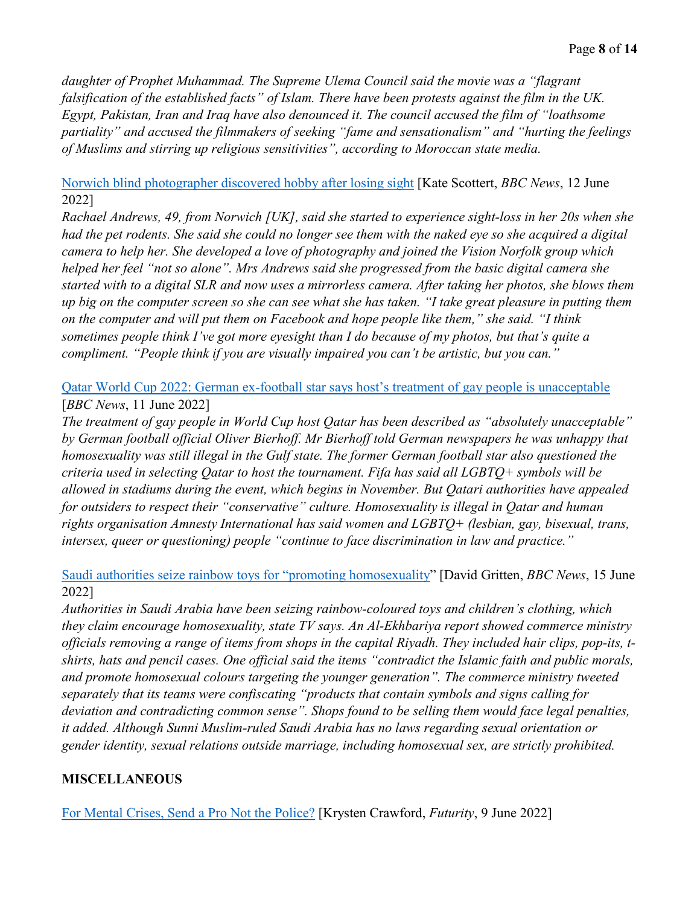*daughter of Prophet Muhammad. The Supreme Ulema Council said the movie was a "flagrant falsification of the established facts" of Islam. There have been protests against the film in the UK. Egypt, Pakistan, Iran and Iraq have also denounced it. The council accused the film of "loathsome partiality" and accused the filmmakers of seeking "fame and sensationalism" and "hurting the feelings of Muslims and stirring up religious sensitivities", according to Moroccan state media.*

Norwich blind photographer discovered hobby after losing sight [Kate Scottert, *BBC News*, 12 June 2022]

*Rachael Andrews, 49, from Norwich [UK], said she started to experience sight-loss in her 20s when she had the pet rodents. She said she could no longer see them with the naked eye so she acquired a digital camera to help her. She developed a love of photography and joined the Vision Norfolk group which helped her feel "not so alone". Mrs Andrews said she progressed from the basic digital camera she started with to a digital SLR and now uses a mirrorless camera. After taking her photos, she blows them up big on the computer screen so she can see what she has taken. "I take great pleasure in putting them on the computer and will put them on Facebook and hope people like them," she said. "I think sometimes people think I've got more eyesight than I do because of my photos, but that's quite a compliment. "People think if you are visually impaired you can't be artistic, but you can."*

Qatar World Cup 2022: German ex-football star says host's treatment of gay people is unacceptable [*BBC News*, 11 June 2022]

*The treatment of gay people in World Cup host Qatar has been described as "absolutely unacceptable" by German football official Oliver Bierhoff. Mr Bierhoff told German newspapers he was unhappy that homosexuality was still illegal in the Gulf state. The former German football star also questioned the criteria used in selecting Qatar to host the tournament. Fifa has said all LGBTQ+ symbols will be allowed in stadiums during the event, which begins in November. But Qatari authorities have appealed for outsiders to respect their "conservative" culture. Homosexuality is illegal in Qatar and human rights organisation Amnesty International has said women and LGBTQ+ (lesbian, gay, bisexual, trans, intersex, queer or questioning) people "continue to face discrimination in law and practice."*

Saudi authorities seize rainbow toys for "promoting homosexuality" [David Gritten, *BBC News*, 15 June 2022]

*Authorities in Saudi Arabia have been seizing rainbow-coloured toys and children's clothing, which they claim encourage homosexuality, state TV says. An Al-Ekhbariya report showed commerce ministry officials removing a range of items from shops in the capital Riyadh. They included hair clips, pop-its, t-shirts, hats and pencil cases. One official said the items "contradict the Islamic faith and public morals, and promote homosexual colours targeting the younger generation". The commerce ministry tweeted separately that its teams were confiscating "products that contain symbols and signs calling for deviation and contradicting common sense". Shops found to be selling them would face legal penalties, it added. Although Sunni Muslim-ruled Saudi Arabia has no laws regarding sexual orientation or gender identity, sexual relations outside marriage, including homosexual sex, are strictly prohibited.*

**MISCELLANEOUS**

For Mental Crises, Send a Pro Not the Police? [Krysten Crawford, *Futurity*, 9 June 2022]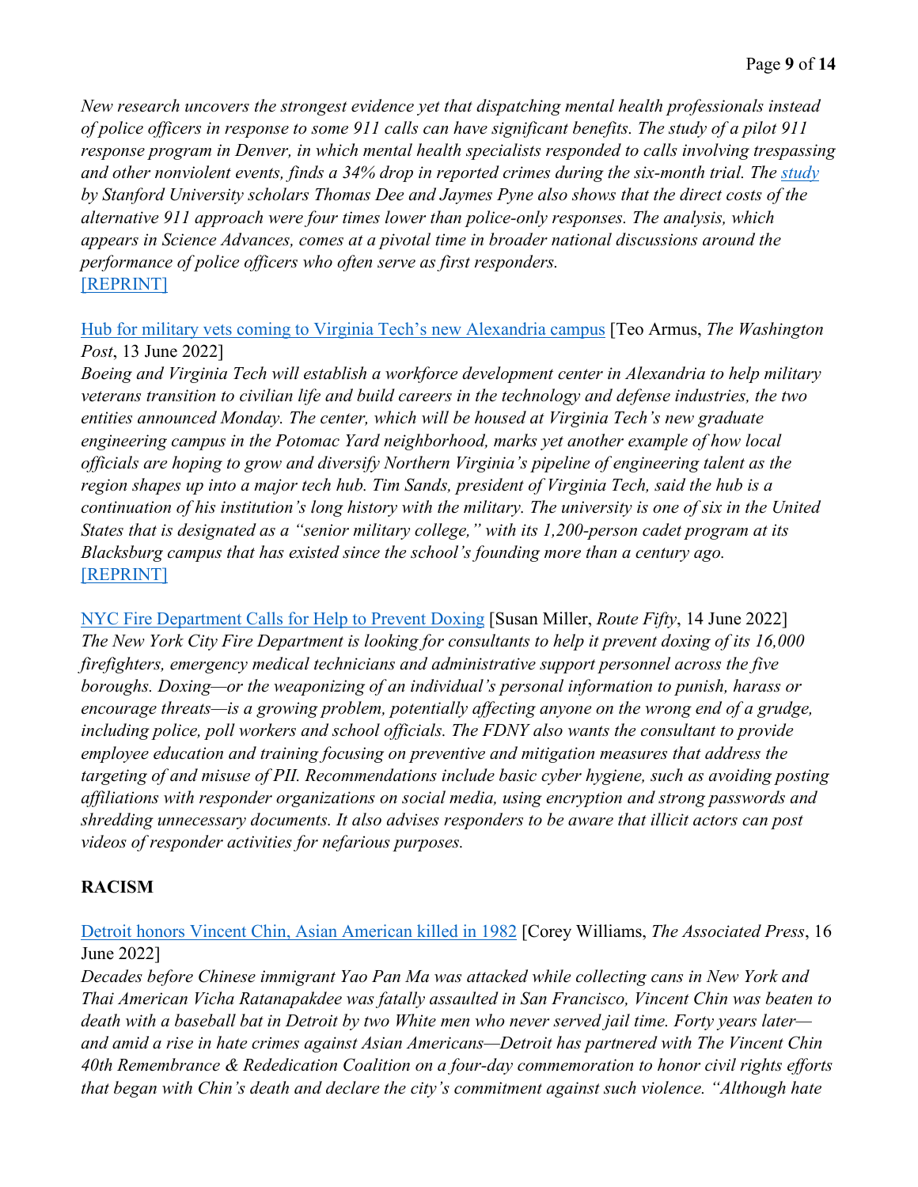*New research uncovers the strongest evidence yet that dispatching mental health professionals instead of police officers in response to some 911 calls can have significant benefits. The study of a pilot 911 response program in Denver, in which mental health specialists responded to calls involving trespassing and other nonviolent events, finds a 34% drop in reported crimes during the six-month trial. The study by Stanford University scholars Thomas Dee and Jaymes Pyne also shows that the direct costs of the alternative 911 approach were four times lower than police-only responses. The analysis, which appears in Science Advances, comes at a pivotal time in broader national discussions around the performance of police officers who often serve as first responders.*
[REPRINT]

Hub for military vets coming to Virginia Tech's new Alexandria campus [Teo Armus, *The Washington Post*, 13 June 2022]
*Boeing and Virginia Tech will establish a workforce development center in Alexandria to help military veterans transition to civilian life and build careers in the technology and defense industries, the two entities announced Monday. The center, which will be housed at Virginia Tech's new graduate engineering campus in the Potomac Yard neighborhood, marks yet another example of how local officials are hoping to grow and diversify Northern Virginia's pipeline of engineering talent as the region shapes up into a major tech hub. Tim Sands, president of Virginia Tech, said the hub is a continuation of his institution's long history with the military. The university is one of six in the United States that is designated as a "senior military college," with its 1,200-person cadet program at its Blacksburg campus that has existed since the school's founding more than a century ago.*
[REPRINT]

NYC Fire Department Calls for Help to Prevent Doxing [Susan Miller, *Route Fifty*, 14 June 2022]
*The New York City Fire Department is looking for consultants to help it prevent doxing of its 16,000 firefighters, emergency medical technicians and administrative support personnel across the five boroughs. Doxing—or the weaponizing of an individual's personal information to punish, harass or encourage threats—is a growing problem, potentially affecting anyone on the wrong end of a grudge, including police, poll workers and school officials. The FDNY also wants the consultant to provide employee education and training focusing on preventive and mitigation measures that address the targeting of and misuse of PII. Recommendations include basic cyber hygiene, such as avoiding posting affiliations with responder organizations on social media, using encryption and strong passwords and shredding unnecessary documents. It also advises responders to be aware that illicit actors can post videos of responder activities for nefarious purposes.*

**RACISM**

Detroit honors Vincent Chin, Asian American killed in 1982 [Corey Williams, *The Associated Press*, 16 June 2022]
*Decades before Chinese immigrant Yao Pan Ma was attacked while collecting cans in New York and Thai American Vicha Ratanapakdee was fatally assaulted in San Francisco, Vincent Chin was beaten to death with a baseball bat in Detroit by two White men who never served jail time. Forty years later—and amid a rise in hate crimes against Asian Americans—Detroit has partnered with The Vincent Chin 40th Remembrance & Rededication Coalition on a four-day commemoration to honor civil rights efforts that began with Chin's death and declare the city's commitment against such violence. "Although hate*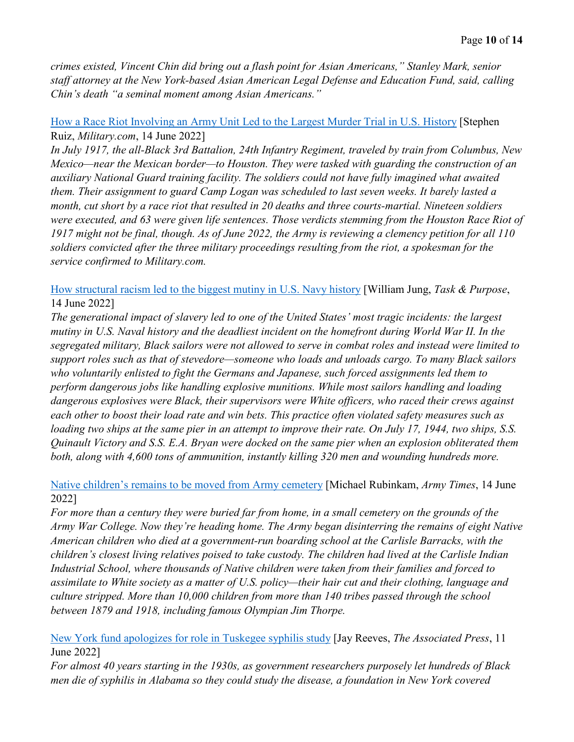*crimes existed, Vincent Chin did bring out a flash point for Asian Americans," Stanley Mark, senior staff attorney at the New York-based Asian American Legal Defense and Education Fund, said, calling Chin's death "a seminal moment among Asian Americans."*

How a Race Riot Involving an Army Unit Led to the Largest Murder Trial in U.S. History [Stephen Ruiz, *Military.com*, 14 June 2022]
*In July 1917, the all-Black 3rd Battalion, 24th Infantry Regiment, traveled by train from Columbus, New Mexico—near the Mexican border—to Houston. They were tasked with guarding the construction of an auxiliary National Guard training facility. The soldiers could not have fully imagined what awaited them. Their assignment to guard Camp Logan was scheduled to last seven weeks. It barely lasted a month, cut short by a race riot that resulted in 20 deaths and three courts-martial. Nineteen soldiers were executed, and 63 were given life sentences. Those verdicts stemming from the Houston Race Riot of 1917 might not be final, though. As of June 2022, the Army is reviewing a clemency petition for all 110 soldiers convicted after the three military proceedings resulting from the riot, a spokesman for the service confirmed to Military.com.*

How structural racism led to the biggest mutiny in U.S. Navy history [William Jung, *Task & Purpose*, 14 June 2022]
*The generational impact of slavery led to one of the United States' most tragic incidents: the largest mutiny in U.S. Naval history and the deadliest incident on the homefront during World War II. In the segregated military, Black sailors were not allowed to serve in combat roles and instead were limited to support roles such as that of stevedore—someone who loads and unloads cargo. To many Black sailors who voluntarily enlisted to fight the Germans and Japanese, such forced assignments led them to perform dangerous jobs like handling explosive munitions. While most sailors handling and loading dangerous explosives were Black, their supervisors were White officers, who raced their crews against each other to boost their load rate and win bets. This practice often violated safety measures such as loading two ships at the same pier in an attempt to improve their rate. On July 17, 1944, two ships, S.S. Quinault Victory and S.S. E.A. Bryan were docked on the same pier when an explosion obliterated them both, along with 4,600 tons of ammunition, instantly killing 320 men and wounding hundreds more.*

Native children's remains to be moved from Army cemetery [Michael Rubinkam, *Army Times*, 14 June 2022]
*For more than a century they were buried far from home, in a small cemetery on the grounds of the Army War College. Now they're heading home. The Army began disinterring the remains of eight Native American children who died at a government-run boarding school at the Carlisle Barracks, with the children's closest living relatives poised to take custody. The children had lived at the Carlisle Indian Industrial School, where thousands of Native children were taken from their families and forced to assimilate to White society as a matter of U.S. policy—their hair cut and their clothing, language and culture stripped. More than 10,000 children from more than 140 tribes passed through the school between 1879 and 1918, including famous Olympian Jim Thorpe.*

New York fund apologizes for role in Tuskegee syphilis study [Jay Reeves, *The Associated Press*, 11 June 2022]
*For almost 40 years starting in the 1930s, as government researchers purposely let hundreds of Black men die of syphilis in Alabama so they could study the disease, a foundation in New York covered*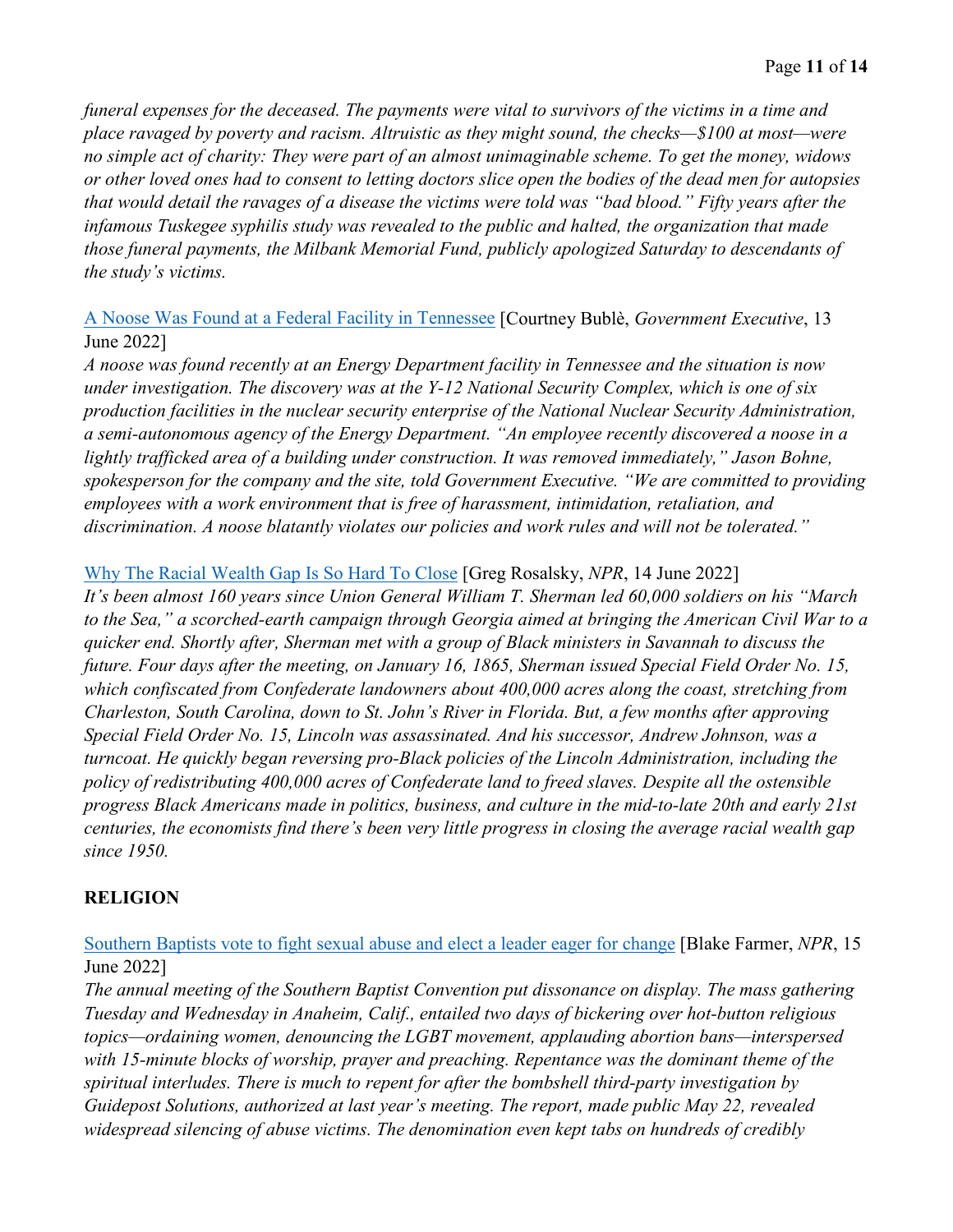*funeral expenses for the deceased. The payments were vital to survivors of the victims in a time and place ravaged by poverty and racism. Altruistic as they might sound, the checks—$100 at most—were no simple act of charity: They were part of an almost unimaginable scheme. To get the money, widows or other loved ones had to consent to letting doctors slice open the bodies of the dead men for autopsies that would detail the ravages of a disease the victims were told was "bad blood." Fifty years after the infamous Tuskegee syphilis study was revealed to the public and halted, the organization that made those funeral payments, the Milbank Memorial Fund, publicly apologized Saturday to descendants of the study's victims.*

A Noose Was Found at a Federal Facility in Tennessee [Courtney Bublè, *Government Executive*, 13 June 2022]
*A noose was found recently at an Energy Department facility in Tennessee and the situation is now under investigation. The discovery was at the Y-12 National Security Complex, which is one of six production facilities in the nuclear security enterprise of the National Nuclear Security Administration, a semi-autonomous agency of the Energy Department. "An employee recently discovered a noose in a lightly trafficked area of a building under construction. It was removed immediately," Jason Bohne, spokesperson for the company and the site, told Government Executive. "We are committed to providing employees with a work environment that is free of harassment, intimidation, retaliation, and discrimination. A noose blatantly violates our policies and work rules and will not be tolerated."*

Why The Racial Wealth Gap Is So Hard To Close [Greg Rosalsky, *NPR*, 14 June 2022]
*It's been almost 160 years since Union General William T. Sherman led 60,000 soldiers on his "March to the Sea," a scorched-earth campaign through Georgia aimed at bringing the American Civil War to a quicker end. Shortly after, Sherman met with a group of Black ministers in Savannah to discuss the future. Four days after the meeting, on January 16, 1865, Sherman issued Special Field Order No. 15, which confiscated from Confederate landowners about 400,000 acres along the coast, stretching from Charleston, South Carolina, down to St. John's River in Florida. But, a few months after approving Special Field Order No. 15, Lincoln was assassinated. And his successor, Andrew Johnson, was a turncoat. He quickly began reversing pro-Black policies of the Lincoln Administration, including the policy of redistributing 400,000 acres of Confederate land to freed slaves. Despite all the ostensible progress Black Americans made in politics, business, and culture in the mid-to-late 20th and early 21st centuries, the economists find there's been very little progress in closing the average racial wealth gap since 1950.*

**RELIGION**

Southern Baptists vote to fight sexual abuse and elect a leader eager for change [Blake Farmer, *NPR*, 15 June 2022]
*The annual meeting of the Southern Baptist Convention put dissonance on display. The mass gathering Tuesday and Wednesday in Anaheim, Calif., entailed two days of bickering over hot-button religious topics—ordaining women, denouncing the LGBT movement, applauding abortion bans—interspersed with 15-minute blocks of worship, prayer and preaching. Repentance was the dominant theme of the spiritual interludes. There is much to repent for after the bombshell third-party investigation by Guidepost Solutions, authorized at last year's meeting. The report, made public May 22, revealed widespread silencing of abuse victims. The denomination even kept tabs on hundreds of credibly*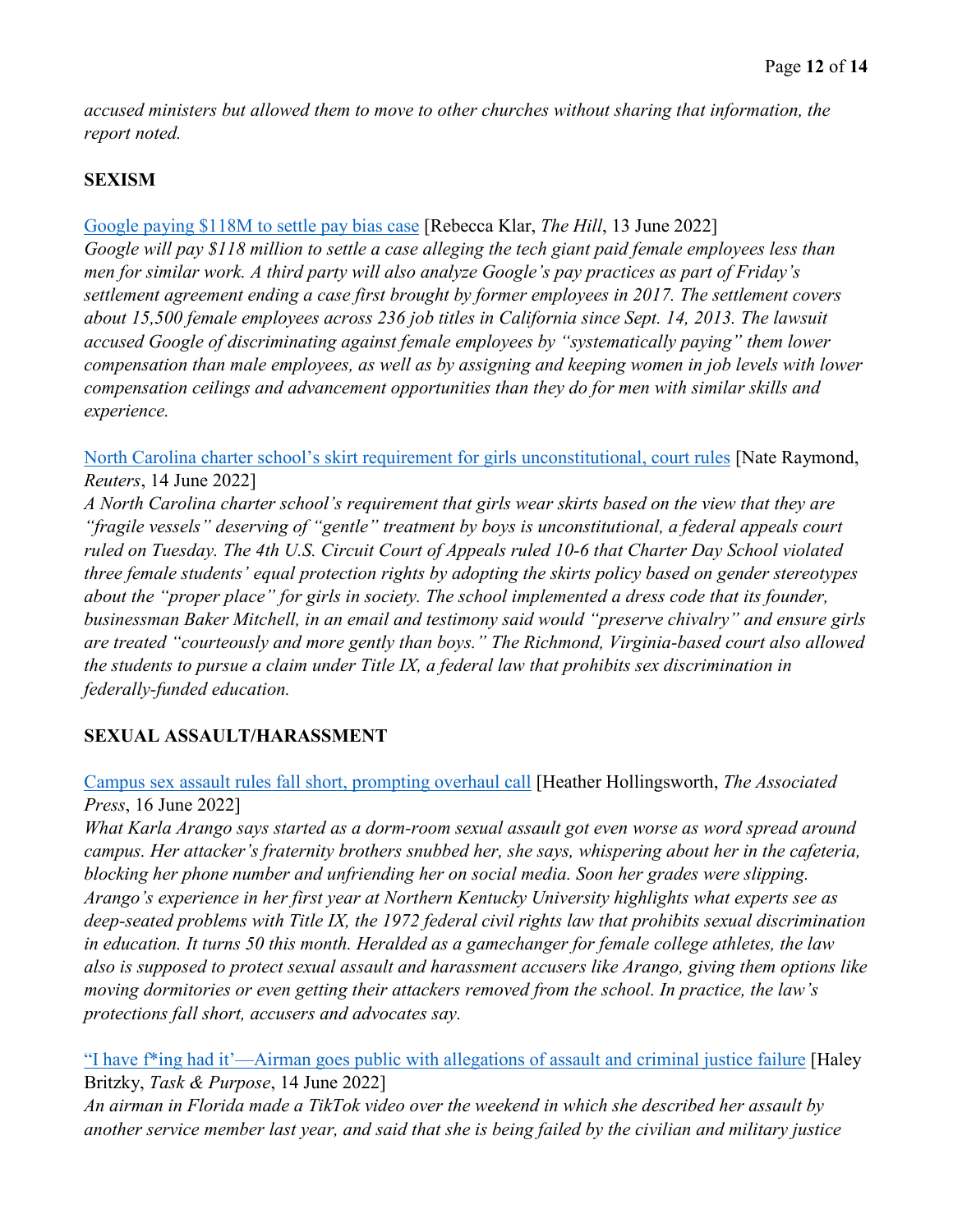*accused ministers but allowed them to move to other churches without sharing that information, the report noted.*

## SEXISM

Google paying $118M to settle pay bias case [Rebecca Klar, *The Hill*, 13 June 2022]
*Google will pay $118 million to settle a case alleging the tech giant paid female employees less than men for similar work. A third party will also analyze Google's pay practices as part of Friday's settlement agreement ending a case first brought by former employees in 2017. The settlement covers about 15,500 female employees across 236 job titles in California since Sept. 14, 2013. The lawsuit accused Google of discriminating against female employees by "systematically paying" them lower compensation than male employees, as well as by assigning and keeping women in job levels with lower compensation ceilings and advancement opportunities than they do for men with similar skills and experience.*

North Carolina charter school's skirt requirement for girls unconstitutional, court rules [Nate Raymond, *Reuters*, 14 June 2022]
*A North Carolina charter school's requirement that girls wear skirts based on the view that they are "fragile vessels" deserving of "gentle" treatment by boys is unconstitutional, a federal appeals court ruled on Tuesday. The 4th U.S. Circuit Court of Appeals ruled 10-6 that Charter Day School violated three female students' equal protection rights by adopting the skirts policy based on gender stereotypes about the "proper place" for girls in society. The school implemented a dress code that its founder, businessman Baker Mitchell, in an email and testimony said would "preserve chivalry" and ensure girls are treated "courteously and more gently than boys." The Richmond, Virginia-based court also allowed the students to pursue a claim under Title IX, a federal law that prohibits sex discrimination in federally-funded education.*

## SEXUAL ASSAULT/HARASSMENT

Campus sex assault rules fall short, prompting overhaul call [Heather Hollingsworth, *The Associated Press*, 16 June 2022]
*What Karla Arango says started as a dorm-room sexual assault got even worse as word spread around campus. Her attacker's fraternity brothers snubbed her, she says, whispering about her in the cafeteria, blocking her phone number and unfriending her on social media. Soon her grades were slipping. Arango's experience in her first year at Northern Kentucky University highlights what experts see as deep-seated problems with Title IX, the 1972 federal civil rights law that prohibits sexual discrimination in education. It turns 50 this month. Heralded as a gamechanger for female college athletes, the law also is supposed to protect sexual assault and harassment accusers like Arango, giving them options like moving dormitories or even getting their attackers removed from the school. In practice, the law's protections fall short, accusers and advocates say.*

"I have f*ing had it'—Airman goes public with allegations of assault and criminal justice failure [Haley Britzky, *Task & Purpose*, 14 June 2022]
*An airman in Florida made a TikTok video over the weekend in which she described her assault by another service member last year, and said that she is being failed by the civilian and military justice*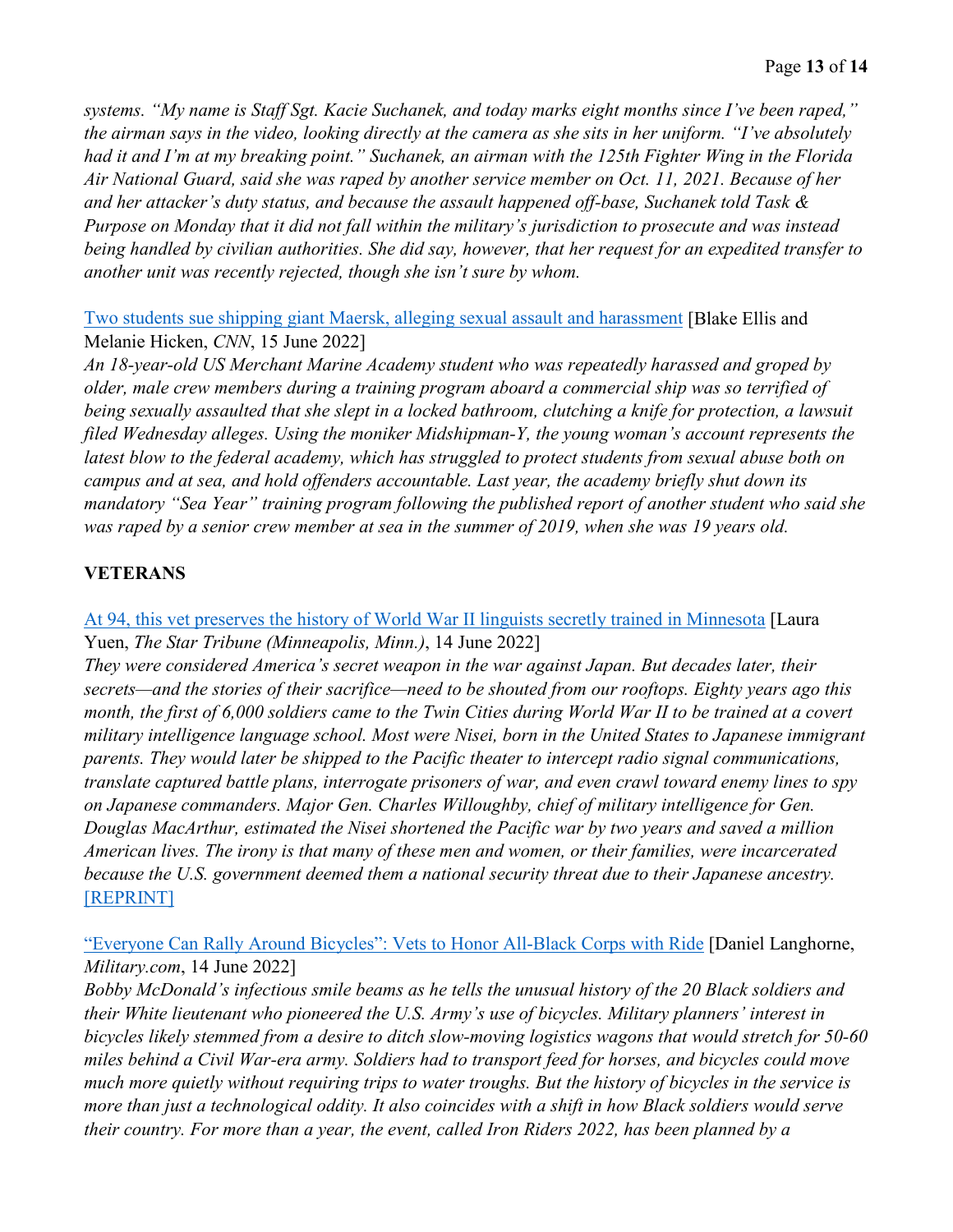*systems. "My name is Staff Sgt. Kacie Suchanek, and today marks eight months since I've been raped," the airman says in the video, looking directly at the camera as she sits in her uniform. "I've absolutely had it and I'm at my breaking point." Suchanek, an airman with the 125th Fighter Wing in the Florida Air National Guard, said she was raped by another service member on Oct. 11, 2021. Because of her and her attacker's duty status, and because the assault happened off-base, Suchanek told Task & Purpose on Monday that it did not fall within the military's jurisdiction to prosecute and was instead being handled by civilian authorities. She did say, however, that her request for an expedited transfer to another unit was recently rejected, though she isn't sure by whom.*

Two students sue shipping giant Maersk, alleging sexual assault and harassment [Blake Ellis and Melanie Hicken, *CNN*, 15 June 2022]
*An 18-year-old US Merchant Marine Academy student who was repeatedly harassed and groped by older, male crew members during a training program aboard a commercial ship was so terrified of being sexually assaulted that she slept in a locked bathroom, clutching a knife for protection, a lawsuit filed Wednesday alleges. Using the moniker Midshipman-Y, the young woman's account represents the latest blow to the federal academy, which has struggled to protect students from sexual abuse both on campus and at sea, and hold offenders accountable. Last year, the academy briefly shut down its mandatory "Sea Year" training program following the published report of another student who said she was raped by a senior crew member at sea in the summer of 2019, when she was 19 years old.*

**VETERANS**

At 94, this vet preserves the history of World War II linguists secretly trained in Minnesota [Laura Yuen, *The Star Tribune (Minneapolis, Minn.)*, 14 June 2022]
*They were considered America's secret weapon in the war against Japan. But decades later, their secrets—and the stories of their sacrifice—need to be shouted from our rooftops. Eighty years ago this month, the first of 6,000 soldiers came to the Twin Cities during World War II to be trained at a covert military intelligence language school. Most were Nisei, born in the United States to Japanese immigrant parents. They would later be shipped to the Pacific theater to intercept radio signal communications, translate captured battle plans, interrogate prisoners of war, and even crawl toward enemy lines to spy on Japanese commanders. Major Gen. Charles Willoughby, chief of military intelligence for Gen. Douglas MacArthur, estimated the Nisei shortened the Pacific war by two years and saved a million American lives. The irony is that many of these men and women, or their families, were incarcerated because the U.S. government deemed them a national security threat due to their Japanese ancestry.* [REPRINT]

"Everyone Can Rally Around Bicycles": Vets to Honor All-Black Corps with Ride [Daniel Langhorne, *Military.com*, 14 June 2022]
*Bobby McDonald's infectious smile beams as he tells the unusual history of the 20 Black soldiers and their White lieutenant who pioneered the U.S. Army's use of bicycles. Military planners' interest in bicycles likely stemmed from a desire to ditch slow-moving logistics wagons that would stretch for 50-60 miles behind a Civil War-era army. Soldiers had to transport feed for horses, and bicycles could move much more quietly without requiring trips to water troughs. But the history of bicycles in the service is more than just a technological oddity. It also coincides with a shift in how Black soldiers would serve their country. For more than a year, the event, called Iron Riders 2022, has been planned by a*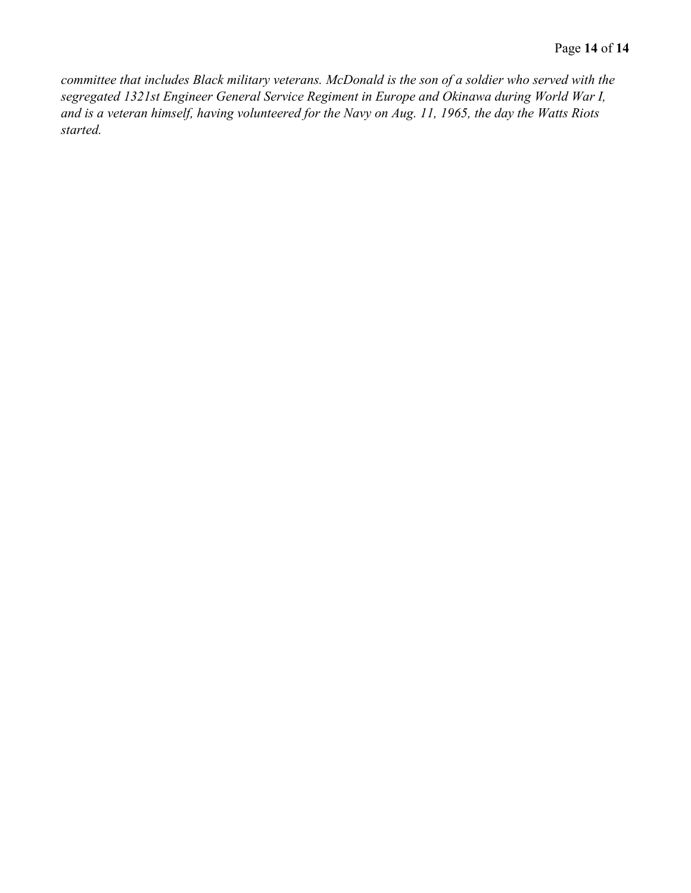*committee that includes Black military veterans. McDonald is the son of a soldier who served with the segregated 1321st Engineer General Service Regiment in Europe and Okinawa during World War I, and is a veteran himself, having volunteered for the Navy on Aug. 11, 1965, the day the Watts Riots started.*